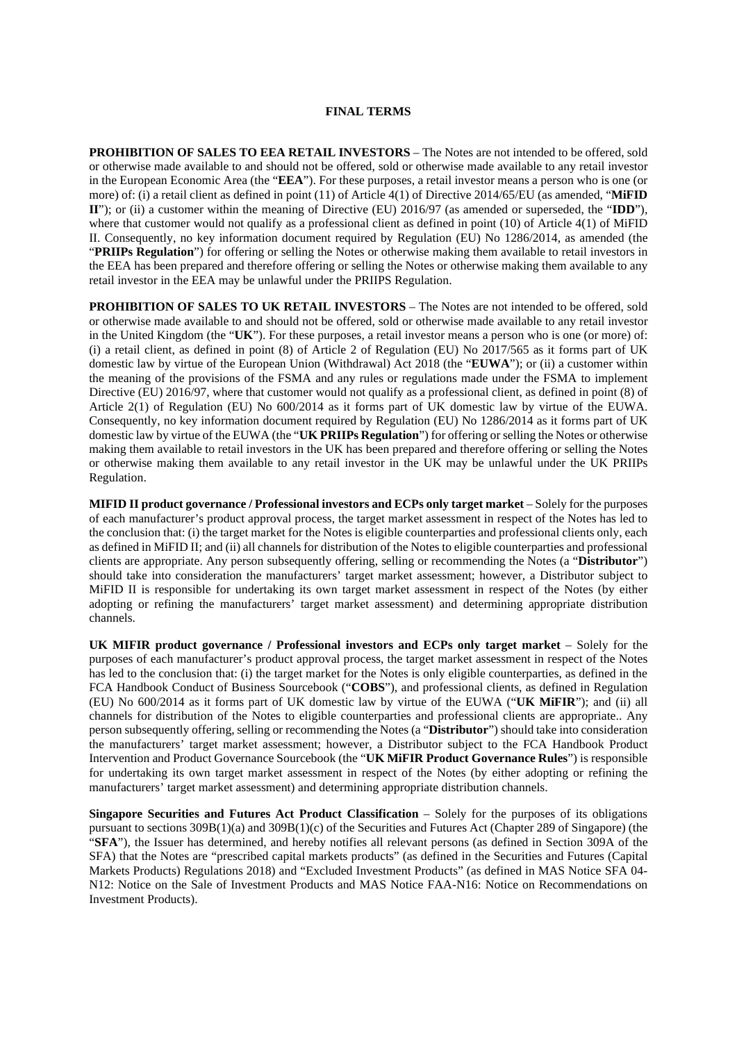# FINAL TERMS

**PROHIBITION OF SALES TO EEA RETAIL INVESTORS** – The Notes are not intended to be offered, sold or otherwise made available to and should not be offered, sold or otherwise made available to any retail investor in the European Economic Area (the "**EEA**"). For these purposes, a retail investor means a person who is one (or more) of: (i) a retail client as defined in point (11) of Article 4(1) of Directive 2014/65/EU (as amended, "**MiFID II**"); or (ii) a customer within the meaning of Directive (EU) 2016/97 (as amended or superseded, the "**IDD**"), where that customer would not qualify as a professional client as defined in point (10) of Article 4(1) of MiFID II. Consequently, no key information document required by Regulation (EU) No 1286/2014, as amended (the "**PRIIPs Regulation**") for offering or selling the Notes or otherwise making them available to retail investors in the EEA has been prepared and therefore offering or selling the Notes or otherwise making them available to any retail investor in the EEA may be unlawful under the PRIIPS Regulation.

**PROHIBITION OF SALES TO UK RETAIL INVESTORS** – The Notes are not intended to be offered, sold or otherwise made available to and should not be offered, sold or otherwise made available to any retail investor in the United Kingdom (the "**UK**"). For these purposes, a retail investor means a person who is one (or more) of: (i) a retail client, as defined in point (8) of Article 2 of Regulation (EU) No 2017/565 as it forms part of UK domestic law by virtue of the European Union (Withdrawal) Act 2018 (the "**EUWA**"); or (ii) a customer within the meaning of the provisions of the FSMA and any rules or regulations made under the FSMA to implement Directive (EU) 2016/97, where that customer would not qualify as a professional client, as defined in point (8) of Article 2(1) of Regulation (EU) No 600/2014 as it forms part of UK domestic law by virtue of the EUWA. Consequently, no key information document required by Regulation (EU) No 1286/2014 as it forms part of UK domestic law by virtue of the EUWA (the "**UK PRIIPs Regulation**") for offering or selling the Notes or otherwise making them available to retail investors in the UK has been prepared and therefore offering or selling the Notes or otherwise making them available to any retail investor in the UK may be unlawful under the UK PRIIPs Regulation.

**MIFID II product governance / Professional investors and ECPs only target market** – Solely for the purposes of each manufacturer's product approval process, the target market assessment in respect of the Notes has led to the conclusion that: (i) the target market for the Notes is eligible counterparties and professional clients only, each as defined in MiFID II; and (ii) all channels for distribution of the Notes to eligible counterparties and professional clients are appropriate. Any person subsequently offering, selling or recommending the Notes (a "**Distributor**") should take into consideration the manufacturers' target market assessment; however, a Distributor subject to MiFID II is responsible for undertaking its own target market assessment in respect of the Notes (by either adopting or refining the manufacturers' target market assessment) and determining appropriate distribution channels.

**UK MIFIR product governance / Professional investors and ECPs only target market** – Solely for the purposes of each manufacturer's product approval process, the target market assessment in respect of the Notes has led to the conclusion that: (i) the target market for the Notes is only eligible counterparties, as defined in the FCA Handbook Conduct of Business Sourcebook ("**COBS**"), and professional clients, as defined in Regulation (EU) No 600/2014 as it forms part of UK domestic law by virtue of the EUWA ("**UK MiFIR**"); and (ii) all channels for distribution of the Notes to eligible counterparties and professional clients are appropriate.. Any person subsequently offering, selling or recommending the Notes (a "**Distributor**") should take into consideration the manufacturers' target market assessment; however, a Distributor subject to the FCA Handbook Product Intervention and Product Governance Sourcebook (the "**UK MiFIR Product Governance Rules**") is responsible for undertaking its own target market assessment in respect of the Notes (by either adopting or refining the manufacturers' target market assessment) and determining appropriate distribution channels.

**Singapore Securities and Futures Act Product Classification** – Solely for the purposes of its obligations pursuant to sections 309B(1)(a) and 309B(1)(c) of the Securities and Futures Act (Chapter 289 of Singapore) (the "**SFA**"), the Issuer has determined, and hereby notifies all relevant persons (as defined in Section 309A of the SFA) that the Notes are "prescribed capital markets products" (as defined in the Securities and Futures (Capital Markets Products) Regulations 2018) and "Excluded Investment Products" (as defined in MAS Notice SFA 04-N12: Notice on the Sale of Investment Products and MAS Notice FAA-N16: Notice on Recommendations on Investment Products).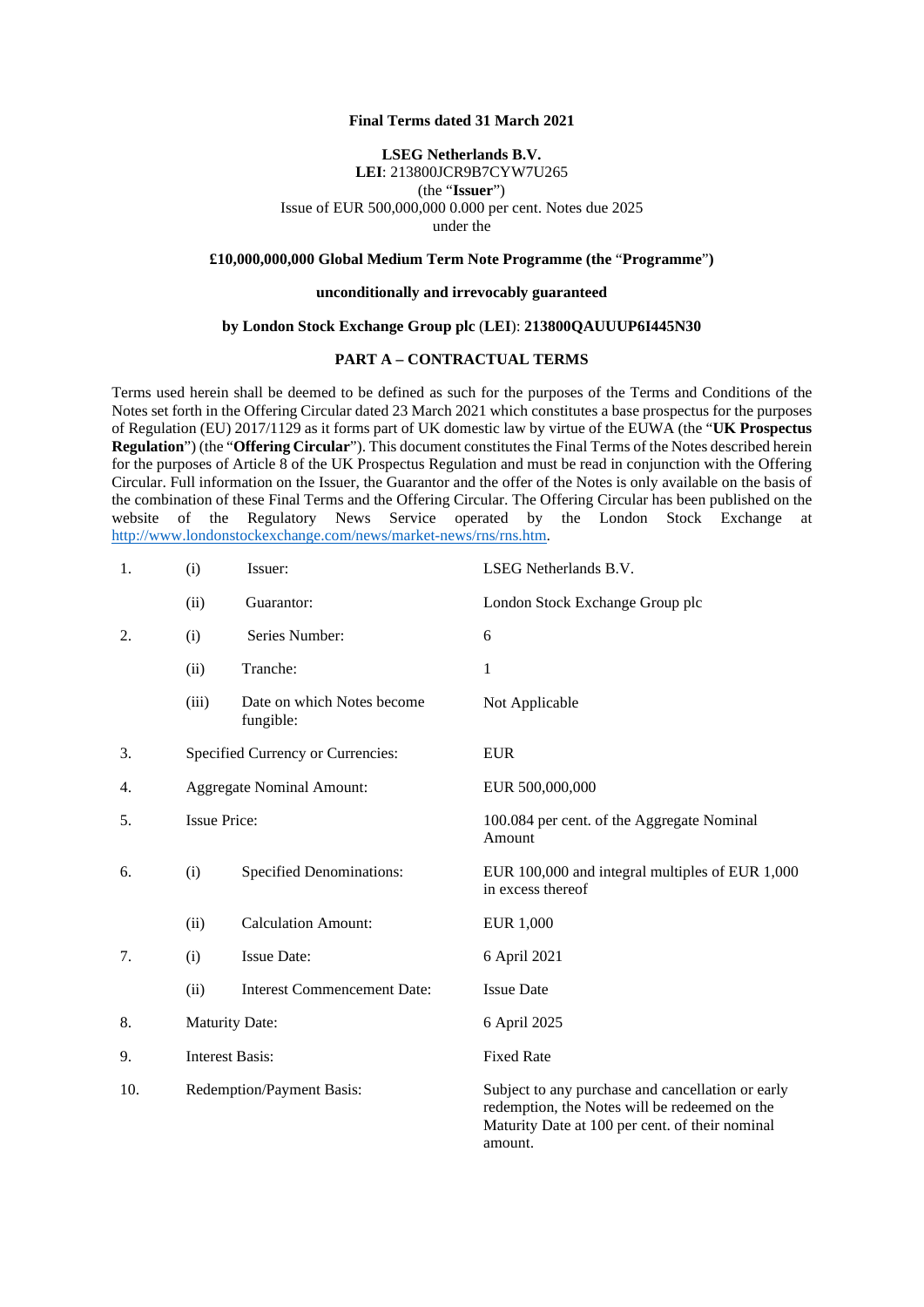**Final Terms dated 31 March 2021**

**LSEG Netherlands B.V.**
**LEI**: 213800JCR9B7CYW7U265
(the "**Issuer**")
Issue of EUR 500,000,000 0.000 per cent. Notes due 2025
under the

**£10,000,000,000 Global Medium Term Note Programme (the "Programme")**

**unconditionally and irrevocably guaranteed**

**by London Stock Exchange Group plc (LEI): 213800QAUUUP6I445N30**

## PART A – CONTRACTUAL TERMS

Terms used herein shall be deemed to be defined as such for the purposes of the Terms and Conditions of the Notes set forth in the Offering Circular dated 23 March 2021 which constitutes a base prospectus for the purposes of Regulation (EU) 2017/1129 as it forms part of UK domestic law by virtue of the EUWA (the "**UK Prospectus Regulation**") (the "**Offering Circular**"). This document constitutes the Final Terms of the Notes described herein for the purposes of Article 8 of the UK Prospectus Regulation and must be read in conjunction with the Offering Circular. Full information on the Issuer, the Guarantor and the offer of the Notes is only available on the basis of the combination of these Final Terms and the Offering Circular. The Offering Circular has been published on the website of the Regulatory News Service operated by the London Stock Exchange at http://www.londonstockexchange.com/news/market-news/rns/rns.htm.

| | | | |
|---|---|---|---|
| 1. | (i) | Issuer: | LSEG Netherlands B.V. |
| | (ii) | Guarantor: | London Stock Exchange Group plc |
| 2. | (i) | Series Number: | 6 |
| | (ii) | Tranche: | 1 |
| | (iii) | Date on which Notes become fungible: | Not Applicable |
| 3. | | Specified Currency or Currencies: | EUR |
| 4. | | Aggregate Nominal Amount: | EUR 500,000,000 |
| 5. | | Issue Price: | 100.084 per cent. of the Aggregate Nominal Amount |
| 6. | (i) | Specified Denominations: | EUR 100,000 and integral multiples of EUR 1,000 in excess thereof |
| | (ii) | Calculation Amount: | EUR 1,000 |
| 7. | (i) | Issue Date: | 6 April 2021 |
| | (ii) | Interest Commencement Date: | Issue Date |
| 8. | | Maturity Date: | 6 April 2025 |
| 9. | | Interest Basis: | Fixed Rate |
| 10. | | Redemption/Payment Basis: | Subject to any purchase and cancellation or early redemption, the Notes will be redeemed on the Maturity Date at 100 per cent. of their nominal amount. |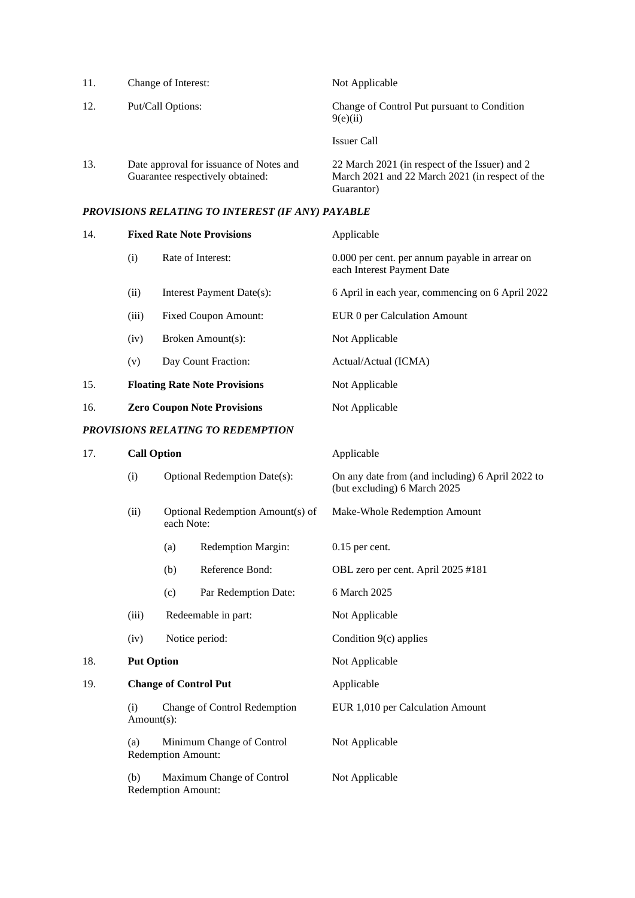| | | |
|---|---|---|
| 11. | Change of Interest: | Not Applicable |
| 12. | Put/Call Options: | Change of Control Put pursuant to Condition 9(e)(ii)<br><br>Issuer Call |
| 13. | Date approval for issuance of Notes and Guarantee respectively obtained: | 22 March 2021 (in respect of the Issuer) and 2 March 2021 and 22 March 2021 (in respect of the Guarantor) |

***PROVISIONS RELATING TO INTEREST (IF ANY) PAYABLE***

| | | |
|---|---|---|
| 14. | **Fixed Rate Note Provisions** | Applicable |
| | (i) Rate of Interest: | 0.000 per cent. per annum payable in arrear on each Interest Payment Date |
| | (ii) Interest Payment Date(s): | 6 April in each year, commencing on 6 April 2022 |
| | (iii) Fixed Coupon Amount: | EUR 0 per Calculation Amount |
| | (iv) Broken Amount(s): | Not Applicable |
| | (v) Day Count Fraction: | Actual/Actual (ICMA) |
| 15. | **Floating Rate Note Provisions** | Not Applicable |
| 16. | **Zero Coupon Note Provisions** | Not Applicable |

***PROVISIONS RELATING TO REDEMPTION***

| | | |
|---|---|---|
| 17. | **Call Option** | Applicable |
| | (i) Optional Redemption Date(s): | On any date from (and including) 6 April 2022 to (but excluding) 6 March 2025 |
| | (ii) Optional Redemption Amount(s) of each Note: | Make-Whole Redemption Amount |
| | (a) Redemption Margin: | 0.15 per cent. |
| | (b) Reference Bond: | OBL zero per cent. April 2025 #181 |
| | (c) Par Redemption Date: | 6 March 2025 |
| | (iii) Redeemable in part: | Not Applicable |
| | (iv) Notice period: | Condition 9(c) applies |
| 18. | **Put Option** | Not Applicable |
| 19. | **Change of Control Put** | Applicable |
| | (i) Change of Control Redemption Amount(s): | EUR 1,010 per Calculation Amount |
| | (a) Minimum Change of Control Redemption Amount: | Not Applicable |
| | (b) Maximum Change of Control Redemption Amount: | Not Applicable |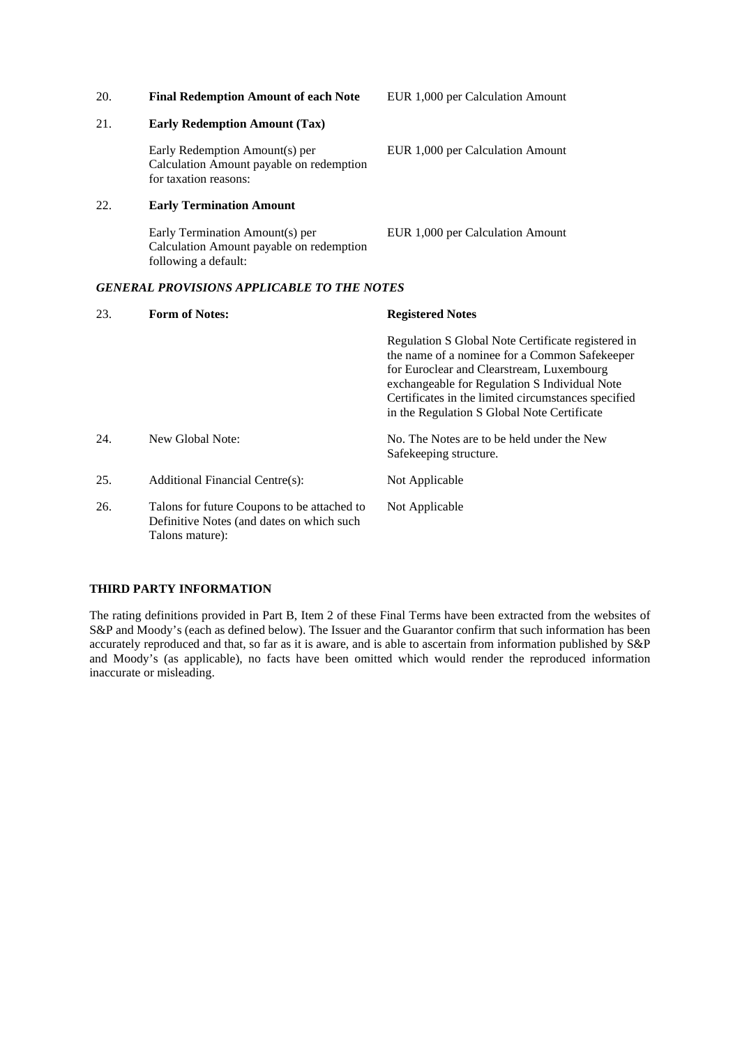| | | |
|---|---|---|
| 20. | **Final Redemption Amount of each Note** | EUR 1,000 per Calculation Amount |
| 21. | **Early Redemption Amount (Tax)** | |
| | Early Redemption Amount(s) per Calculation Amount payable on redemption for taxation reasons: | EUR 1,000 per Calculation Amount |
| 22. | **Early Termination Amount** | |
| | Early Termination Amount(s) per Calculation Amount payable on redemption following a default: | EUR 1,000 per Calculation Amount |

***GENERAL PROVISIONS APPLICABLE TO THE NOTES***

| | | |
|---|---|---|
| 23. | **Form of Notes:** | **Registered Notes** |
| | | Regulation S Global Note Certificate registered in the name of a nominee for a Common Safekeeper for Euroclear and Clearstream, Luxembourg exchangeable for Regulation S Individual Note Certificates in the limited circumstances specified in the Regulation S Global Note Certificate |
| 24. | New Global Note: | No. The Notes are to be held under the New Safekeeping structure. |
| 25. | Additional Financial Centre(s): | Not Applicable |
| 26. | Talons for future Coupons to be attached to Definitive Notes (and dates on which such Talons mature): | Not Applicable |

**THIRD PARTY INFORMATION**

The rating definitions provided in Part B, Item 2 of these Final Terms have been extracted from the websites of S&P and Moody's (each as defined below). The Issuer and the Guarantor confirm that such information has been accurately reproduced and that, so far as it is aware, and is able to ascertain from information published by S&P and Moody's (as applicable), no facts have been omitted which would render the reproduced information inaccurate or misleading.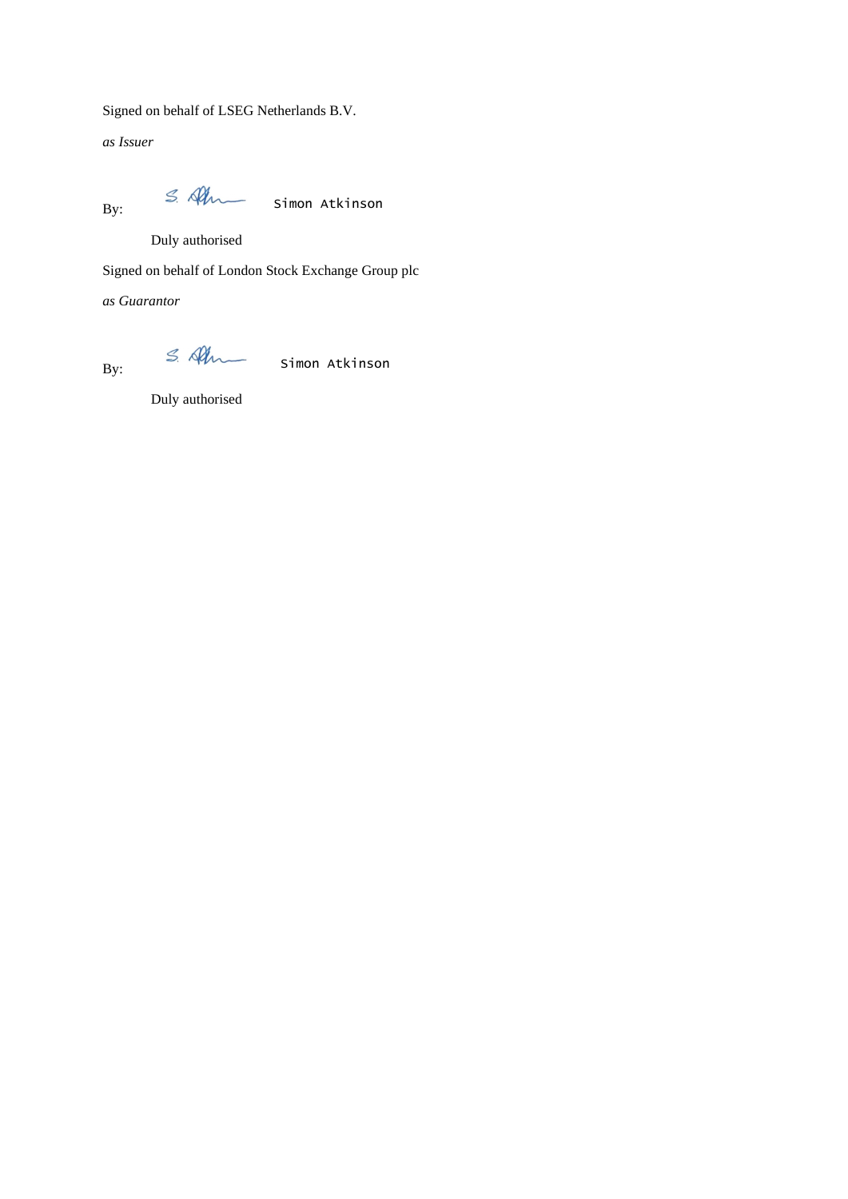Signed on behalf of LSEG Netherlands B.V.

*as Issuer*

By: S. Atkinson Simon Atkinson

Duly authorised

Signed on behalf of London Stock Exchange Group plc

*as Guarantor*

By: S. Atkinson Simon Atkinson

Duly authorised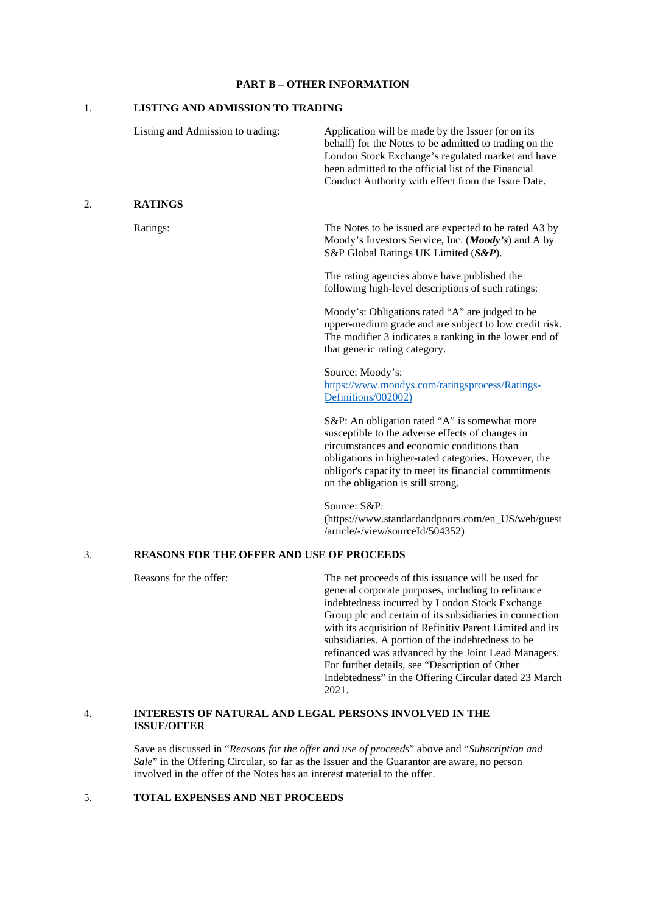**PART B – OTHER INFORMATION**

1. **LISTING AND ADMISSION TO TRADING**

| | |
|---|---|
| Listing and Admission to trading: | Application will be made by the Issuer (or on its behalf) for the Notes to be admitted to trading on the London Stock Exchange's regulated market and have been admitted to the official list of the Financial Conduct Authority with effect from the Issue Date. |

2. **RATINGS**

| | |
|---|---|
| Ratings: | The Notes to be issued are expected to be rated A3 by Moody's Investors Service, Inc. (***Moody's***) and A by S&P Global Ratings UK Limited (***S&P***).<br><br>The rating agencies above have published the following high-level descriptions of such ratings:<br><br>Moody's: Obligations rated "A" are judged to be upper-medium grade and are subject to low credit risk. The modifier 3 indicates a ranking in the lower end of that generic rating category.<br><br>Source: Moody's: https://www.moodys.com/ratingsprocess/Ratings-Definitions/002002)<br><br>S&P: An obligation rated "A" is somewhat more susceptible to the adverse effects of changes in circumstances and economic conditions than obligations in higher-rated categories. However, the obligor's capacity to meet its financial commitments on the obligation is still strong.<br><br>Source: S&P: (https://www.standardandpoors.com/en_US/web/guest/article/-/view/sourceId/504352) |

3. **REASONS FOR THE OFFER AND USE OF PROCEEDS**

| | |
|---|---|
| Reasons for the offer: | The net proceeds of this issuance will be used for general corporate purposes, including to refinance indebtedness incurred by London Stock Exchange Group plc and certain of its subsidiaries in connection with its acquisition of Refinitiv Parent Limited and its subsidiaries. A portion of the indebtedness to be refinanced was advanced by the Joint Lead Managers. For further details, see "Description of Other Indebtedness" in the Offering Circular dated 23 March 2021. |

4. **INTERESTS OF NATURAL AND LEGAL PERSONS INVOLVED IN THE ISSUE/OFFER**

Save as discussed in "*Reasons for the offer and use of proceeds*" above and "*Subscription and Sale*" in the Offering Circular, so far as the Issuer and the Guarantor are aware, no person involved in the offer of the Notes has an interest material to the offer.

5. **TOTAL EXPENSES AND NET PROCEEDS**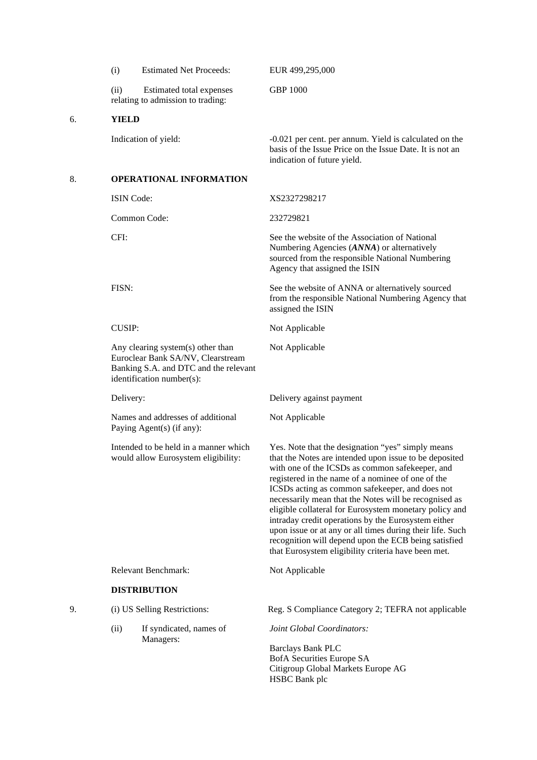| | | |
|---|---|---|
| | (i) Estimated Net Proceeds: | EUR 499,295,000 |
| | (ii) Estimated total expenses relating to admission to trading: | GBP 1000 |
| 6. | **YIELD** | |
| | Indication of yield: | -0.021 per cent. per annum. Yield is calculated on the basis of the Issue Price on the Issue Date. It is not an indication of future yield. |
| 8. | **OPERATIONAL INFORMATION** | |
| | ISIN Code: | XS2327298217 |
| | Common Code: | 232729821 |
| | CFI: | See the website of the Association of National Numbering Agencies (***ANNA***) or alternatively sourced from the responsible National Numbering Agency that assigned the ISIN |
| | FISN: | See the website of ANNA or alternatively sourced from the responsible National Numbering Agency that assigned the ISIN |
| | CUSIP: | Not Applicable |
| | Any clearing system(s) other than Euroclear Bank SA/NV, Clearstream Banking S.A. and DTC and the relevant identification number(s): | Not Applicable |
| | Delivery: | Delivery against payment |
| | Names and addresses of additional Paying Agent(s) (if any): | Not Applicable |
| | Intended to be held in a manner which would allow Eurosystem eligibility: | Yes. Note that the designation "yes" simply means that the Notes are intended upon issue to be deposited with one of the ICSDs as common safekeeper, and registered in the name of a nominee of one of the ICSDs acting as common safekeeper, and does not necessarily mean that the Notes will be recognised as eligible collateral for Eurosystem monetary policy and intraday credit operations by the Eurosystem either upon issue or at any or all times during their life. Such recognition will depend upon the ECB being satisfied that Eurosystem eligibility criteria have been met. |
| | Relevant Benchmark: | Not Applicable |
| | **DISTRIBUTION** | |
| 9. | (i) US Selling Restrictions: | Reg. S Compliance Category 2; TEFRA not applicable |
| | (ii) If syndicated, names of Managers: | *Joint Global Coordinators:*<br><br>Barclays Bank PLC<br>BofA Securities Europe SA<br>Citigroup Global Markets Europe AG<br>HSBC Bank plc |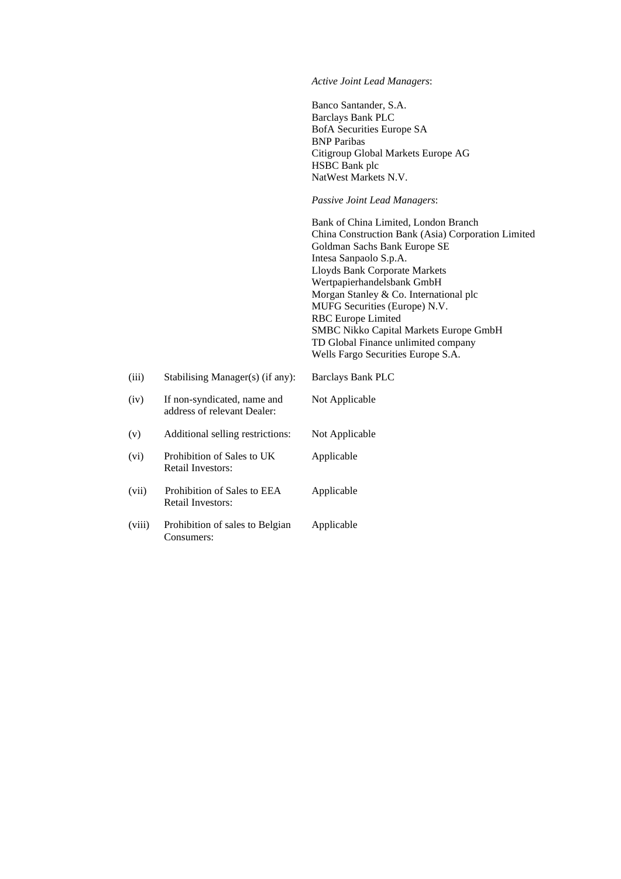*Active Joint Lead Managers*:

Banco Santander, S.A.
Barclays Bank PLC
BofA Securities Europe SA
BNP Paribas
Citigroup Global Markets Europe AG
HSBC Bank plc
NatWest Markets N.V.

*Passive Joint Lead Managers*:

Bank of China Limited, London Branch
China Construction Bank (Asia) Corporation Limited
Goldman Sachs Bank Europe SE
Intesa Sanpaolo S.p.A.
Lloyds Bank Corporate Markets Wertpapierhandelsbank GmbH
Morgan Stanley & Co. International plc
MUFG Securities (Europe) N.V.
RBC Europe Limited
SMBC Nikko Capital Markets Europe GmbH
TD Global Finance unlimited company
Wells Fargo Securities Europe S.A.

| | | |
|---|---|---|
| (iii) | Stabilising Manager(s) (if any): | Barclays Bank PLC |
| (iv) | If non-syndicated, name and address of relevant Dealer: | Not Applicable |
| (v) | Additional selling restrictions: | Not Applicable |
| (vi) | Prohibition of Sales to UK Retail Investors: | Applicable |
| (vii) | Prohibition of Sales to EEA Retail Investors: | Applicable |
| (viii) | Prohibition of sales to Belgian Consumers: | Applicable |